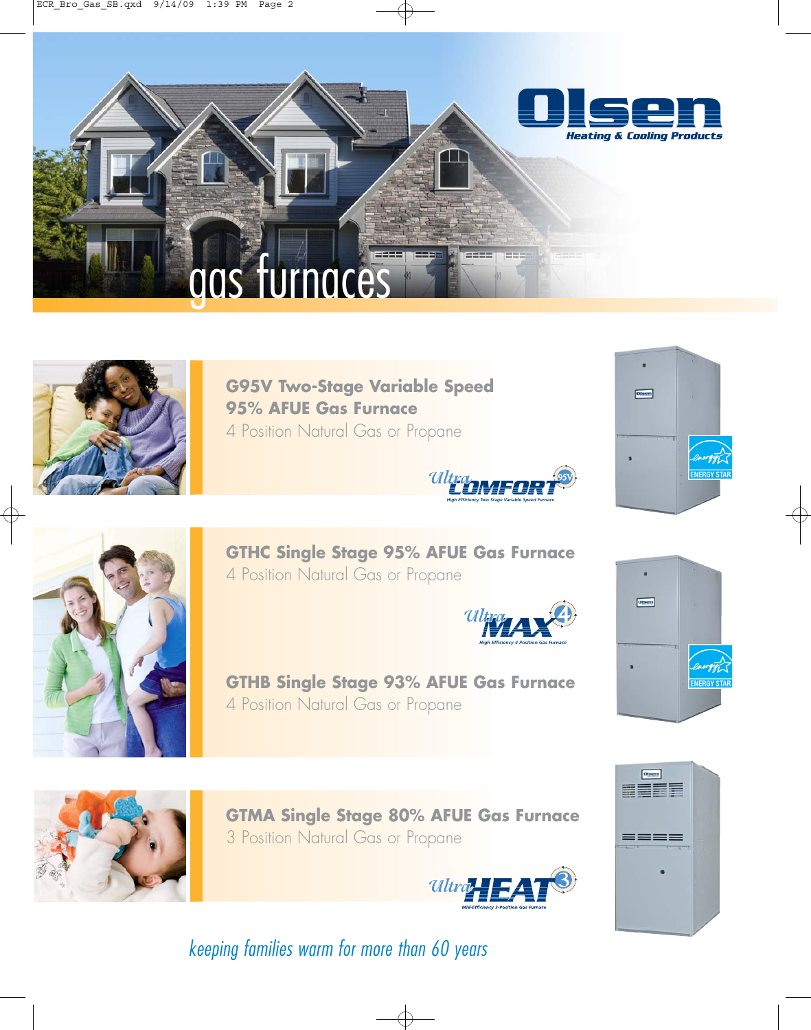# gas furnaces

**Olsen**
*Heating & Cooling Products*

## G95V Two-Stage Variable Speed 95% AFUE Gas Furnace

4 Position Natural Gas or Propane

*Ultra COMFORT 95V*
High Efficiency Two Stage Variable Speed Furnace

ENERGY STAR

## GTHC Single Stage 95% AFUE Gas Furnace

4 Position Natural Gas or Propane

*Ultra MAX 4*
High Efficiency 4 Position Gas Furnace

## GTHB Single Stage 93% AFUE Gas Furnace

4 Position Natural Gas or Propane

ENERGY STAR

## GTMA Single Stage 80% AFUE Gas Furnace

3 Position Natural Gas or Propane

*Ultra HEAT 3*
Mid-Efficiency 3-Position Gas Furnace

*keeping families warm for more than 60 years*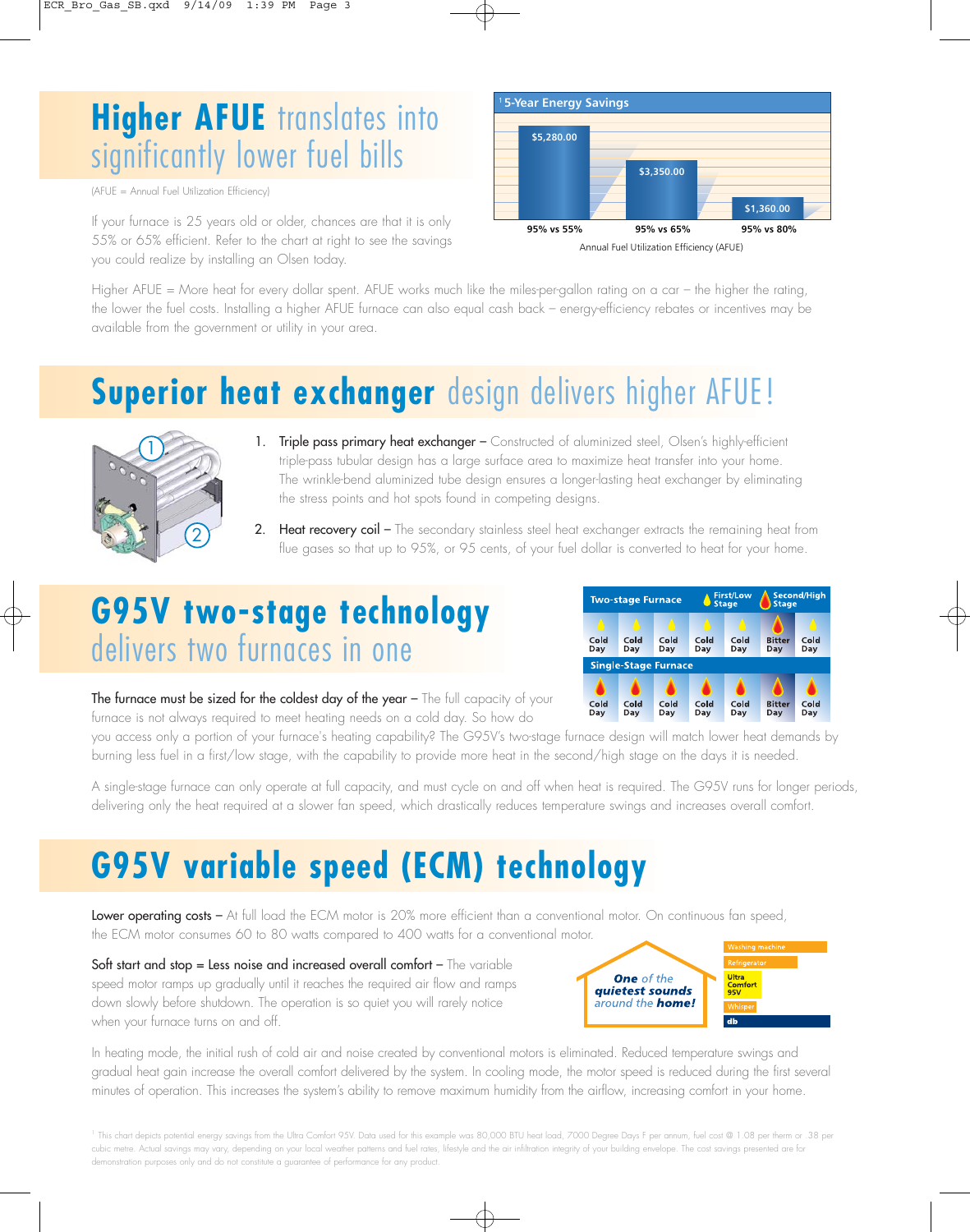## Higher AFUE translates into significantly lower fuel bills

(AFUE = Annual Fuel Utilization Efficiency)

If your furnace is 25 years old or older, chances are that it is only 55% or 65% efficient. Refer to the chart at right to see the savings you could realize by installing an Olsen today.

[1] 5-Year Energy Savings

| Annual Fuel Utilization Efficiency (AFUE) | 5-Year Energy Savings |
|---|---|
| 95% vs 55% | $5,280.00 |
| 95% vs 65% | $3,350.00 |
| 95% vs 80% | $1,360.00 |

Higher AFUE = More heat for every dollar spent. AFUE works much like the miles-per-gallon rating on a car – the higher the rating, the lower the fuel costs. Installing a higher AFUE furnace can also equal cash back – energy-efficiency rebates or incentives may be available from the government or utility in your area.

## Superior heat exchanger design delivers higher AFUE!

1. **Triple pass primary heat exchanger** – Constructed of aluminized steel, Olsen's highly-efficient triple-pass tubular design has a large surface area to maximize heat transfer into your home. The wrinkle-bend aluminized tube design ensures a longer-lasting heat exchanger by eliminating the stress points and hot spots found in competing designs.
2. **Heat recovery coil** – The secondary stainless steel heat exchanger extracts the remaining heat from flue gases so that up to 95%, or 95 cents, of your fuel dollar is converted to heat for your home.

## G95V two-stage technology delivers two furnaces in one

| Two-stage Furnace (First/Low Stage, Second/High Stage) | | | | | | |
|---|---|---|---|---|---|---|
| Cold Day | Cold Day | Cold Day | Cold Day | Cold Day | Bitter Day | Cold Day |
| **Single-Stage Furnace** | | | | | | |
| Cold Day | Cold Day | Cold Day | Cold Day | Cold Day | Bitter Day | Cold Day |

**The furnace must be sized for the coldest day of the year** – The full capacity of your furnace is not always required to meet heating needs on a cold day. So how do you access only a portion of your furnace's heating capability? The G95V's two-stage furnace design will match lower heat demands by burning less fuel in a first/low stage, with the capability to provide more heat in the second/high stage on the days it is needed.

A single-stage furnace can only operate at full capacity, and must cycle on and off when heat is required. The G95V runs for longer periods, delivering only the heat required at a slower fan speed, which drastically reduces temperature swings and increases overall comfort.

## G95V variable speed (ECM) technology

**Lower operating costs** – At full load the ECM motor is 20% more efficient than a conventional motor. On continuous fan speed, the ECM motor consumes 60 to 80 watts compared to 400 watts for a conventional motor.

**Soft start and stop = Less noise and increased overall comfort** – The variable speed motor ramps up gradually until it reaches the required air flow and ramps down slowly before shutdown. The operation is so quiet you will rarely notice when your furnace turns on and off.

*One of the quietest sounds around the home!*

- Washing machine
- Refrigerator
- Ultra Comfort 95V
- Whisper
- db

In heating mode, the initial rush of cold air and noise created by conventional motors is eliminated. Reduced temperature swings and gradual heat gain increase the overall comfort delivered by the system. In cooling mode, the motor speed is reduced during the first several minutes of operation. This increases the system's ability to remove maximum humidity from the airflow, increasing comfort in your home.

[1] This chart depicts potential energy savings from the Ultra Comfort 95V. Data used for this example was 80,000 BTU heat load, 7000 Degree Days F per annum, fuel cost @ 1.08 per therm or .38 per cubic metre. Actual savings may vary, depending on your local weather patterns and fuel rates, lifestyle and the air infiltration integrity of your building envelope. The cost savings presented are for demonstration purposes only and do not constitute a guarantee of performance for any product.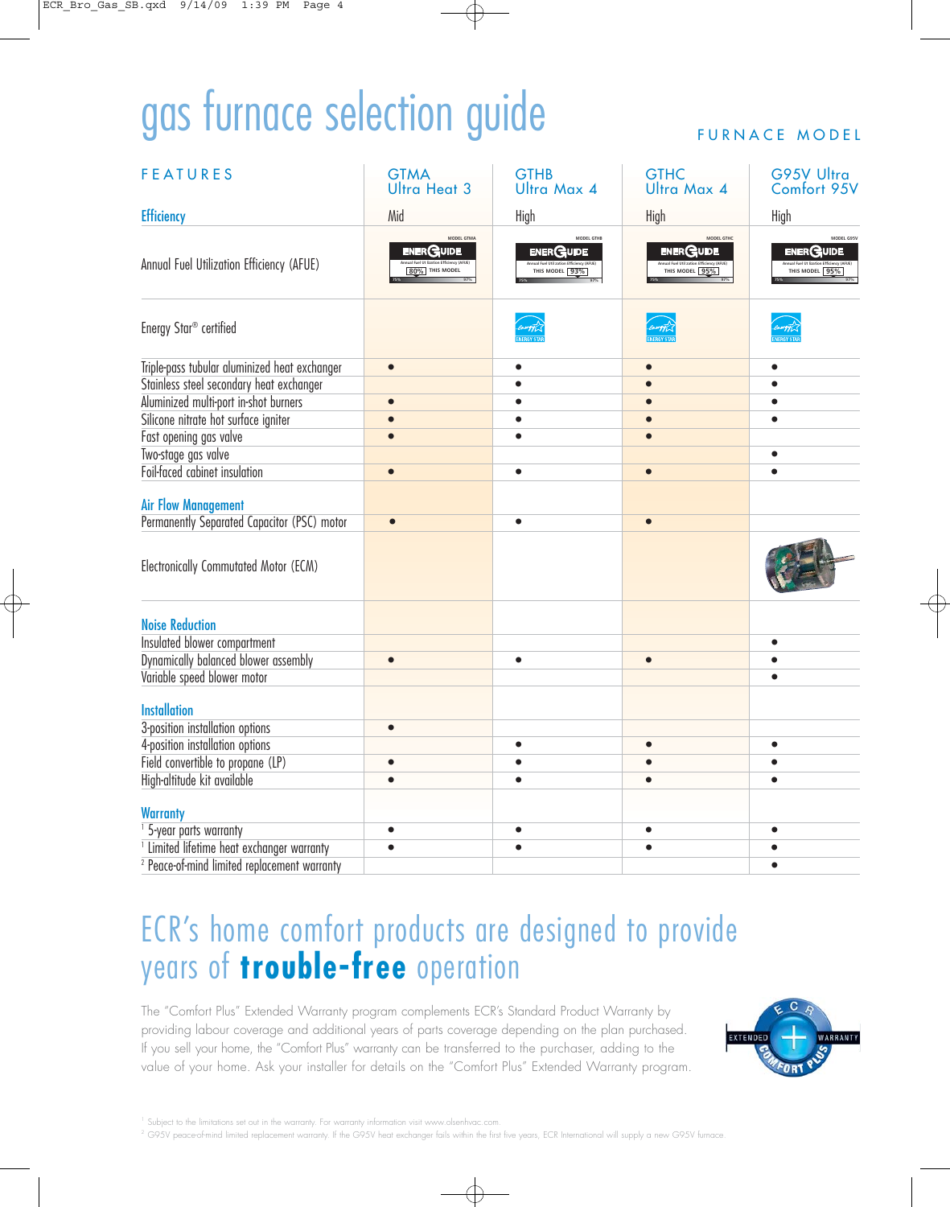# gas furnace selection guide

FURNACE MODEL

| FEATURES | GTMA Ultra Heat 3 | GTHB Ultra Max 4 | GTHC Ultra Max 4 | G95V Ultra Comfort 95V |
|---|---|---|---|---|
| **Efficiency** | Mid | High | High | High |
| Annual Fuel Utilization Efficiency (AFUE) | 80% | 93% | 95% | 95% |
| Energy Star® certified | | ENERGY STAR | ENERGY STAR | ENERGY STAR |
| Triple-pass tubular aluminized heat exchanger | • | • | • | • |
| Stainless steel secondary heat exchanger | | • | • | • |
| Aluminized multi-port in-shot burners | • | • | • | • |
| Silicone nitrate hot surface igniter | • | • | • | • |
| Fast opening gas valve | • | • | • | |
| Two-stage gas valve | | | | • |
| Foil-faced cabinet insulation | • | • | • | • |
| **Air Flow Management** | | | | |
| Permanently Separated Capacitor (PSC) motor | • | • | • | |
| Electronically Commutated Motor (ECM) | | | | • |
| **Noise Reduction** | | | | |
| Insulated blower compartment | | | | • |
| Dynamically balanced blower assembly | • | • | • | • |
| Variable speed blower motor | | | | • |
| **Installation** | | | | |
| 3-position installation options | • | | | |
| 4-position installation options | | • | • | • |
| Field convertible to propane (LP) | • | • | • | • |
| High-altitude kit available | • | • | • | • |
| **Warranty** | | | | |
| [1] 5-year parts warranty | • | • | • | • |
| [1] Limited lifetime heat exchanger warranty | • | • | • | • |
| [2] Peace-of-mind limited replacement warranty | | | | • |

## ECR's home comfort products are designed to provide years of **trouble-free** operation

The "Comfort Plus" Extended Warranty program complements ECR's Standard Product Warranty by providing labour coverage and additional years of parts coverage depending on the plan purchased. If you sell your home, the "Comfort Plus" warranty can be transferred to the purchaser, adding to the value of your home. Ask your installer for details on the "Comfort Plus" Extended Warranty program.

ECR EXTENDED WARRANTY COMFORT PLUS

[1] Subject to the limitations set out in the warranty. For warranty information visit www.olsenhvac.com.

[2] G95V peace-of-mind limited replacement warranty. If the G95V heat exchanger fails within the first five years, ECR International will supply a new G95V furnace.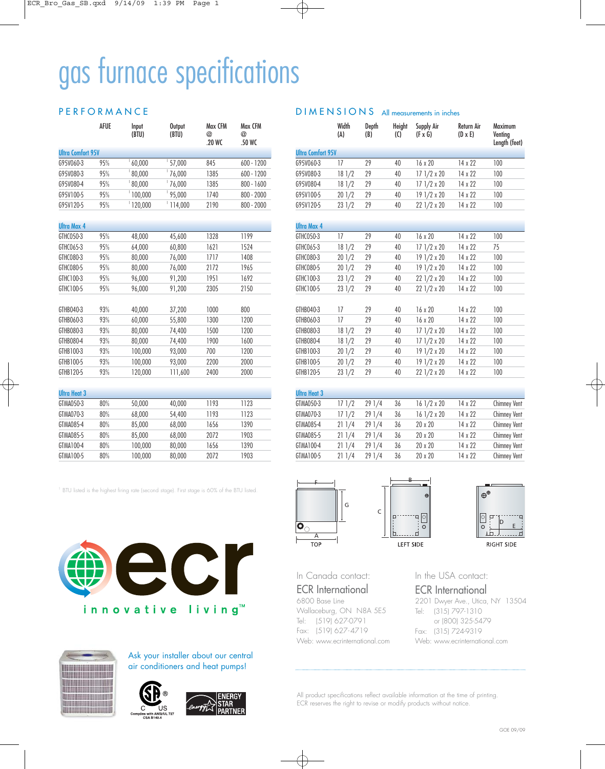# gas furnace specifications

## PERFORMANCE

| | AFUE | Input (BTU) | Output (BTU) | Max CFM @ .20 WC | Max CFM @ .50 WC |
|---|---|---|---|---|---|
| **Ultra Comfort 95V** | | | | | |
| G95V060-3 | 95% | [1] 60,000 | [1] 57,000 | 845 | 600 - 1200 |
| G95V080-3 | 95% | [1] 80,000 | [1] 76,000 | 1385 | 600 - 1200 |
| G95V080-4 | 95% | [1] 80,000 | [1] 76,000 | 1385 | 800 - 1600 |
| G95V100-5 | 95% | [1] 100,000 | [1] 95,000 | 1740 | 800 - 2000 |
| G95V120-5 | 95% | [1] 120,000 | [1] 114,000 | 2190 | 800 - 2000 |
| **Ultra Max 4** | | | | | |
| GTHC050-3 | 95% | 48,000 | 45,600 | 1328 | 1199 |
| GTHC065-3 | 95% | 64,000 | 60,800 | 1621 | 1524 |
| GTHC080-3 | 95% | 80,000 | 76,000 | 1717 | 1408 |
| GTHC080-5 | 95% | 80,000 | 76,000 | 2172 | 1965 |
| GTHC100-3 | 95% | 96,000 | 91,200 | 1951 | 1692 |
| GTHC100-5 | 95% | 96,000 | 91,200 | 2305 | 2150 |
| GTHB040-3 | 93% | 40,000 | 37,200 | 1000 | 800 |
| GTHB060-3 | 93% | 60,000 | 55,800 | 1300 | 1200 |
| GTHB080-3 | 93% | 80,000 | 74,400 | 1500 | 1200 |
| GTHB080-4 | 93% | 80,000 | 74,400 | 1900 | 1600 |
| GTHB100-3 | 93% | 100,000 | 93,000 | 700 | 1200 |
| GTHB100-5 | 93% | 100,000 | 93,000 | 2200 | 2000 |
| GTHB120-5 | 93% | 120,000 | 111,600 | 2400 | 2000 |
| **Ultra Heat 3** | | | | | |
| GTMA050-3 | 80% | 50,000 | 40,000 | 1193 | 1123 |
| GTMA070-3 | 80% | 68,000 | 54,400 | 1193 | 1123 |
| GTMA085-4 | 80% | 85,000 | 68,000 | 1656 | 1390 |
| GTMA085-5 | 80% | 85,000 | 68,000 | 2072 | 1903 |
| GTMA100-4 | 80% | 100,000 | 80,000 | 1656 | 1390 |
| GTMA100-5 | 80% | 100,000 | 80,000 | 2072 | 1903 |

[1] BTU listed is the highest firing rate (second stage). First stage is 60% of the BTU listed.

## DIMENSIONS All measurements in inches

| | Width (A) | Depth (B) | Height (C) | Supply Air (F x G) | Return Air (D x E) | Maximum Venting Length (feet) |
|---|---|---|---|---|---|---|
| **Ultra Comfort 95V** | | | | | | |
| G95V060-3 | 17 | 29 | 40 | 16 x 20 | 14 x 22 | 100 |
| G95V080-3 | 18 1/2 | 29 | 40 | 17 1/2 x 20 | 14 x 22 | 100 |
| G95V080-4 | 18 1/2 | 29 | 40 | 17 1/2 x 20 | 14 x 22 | 100 |
| G95V100-5 | 20 1/2 | 29 | 40 | 19 1/2 x 20 | 14 x 22 | 100 |
| G95V120-5 | 23 1/2 | 29 | 40 | 22 1/2 x 20 | 14 x 22 | 100 |
| **Ultra Max 4** | | | | | | |
| GTHC050-3 | 17 | 29 | 40 | 16 x 20 | 14 x 22 | 100 |
| GTHC065-3 | 18 1/2 | 29 | 40 | 17 1/2 x 20 | 14 x 22 | 75 |
| GTHC080-3 | 20 1/2 | 29 | 40 | 19 1/2 x 20 | 14 x 22 | 100 |
| GTHC080-5 | 20 1/2 | 29 | 40 | 19 1/2 x 20 | 14 x 22 | 100 |
| GTHC100-3 | 23 1/2 | 29 | 40 | 22 1/2 x 20 | 14 x 22 | 100 |
| GTHC100-5 | 23 1/2 | 29 | 40 | 22 1/2 x 20 | 14 x 22 | 100 |
| GTHB040-3 | 17 | 29 | 40 | 16 x 20 | 14 x 22 | 100 |
| GTHB060-3 | 17 | 29 | 40 | 16 x 20 | 14 x 22 | 100 |
| GTHB080-3 | 18 1/2 | 29 | 40 | 17 1/2 x 20 | 14 x 22 | 100 |
| GTHB080-4 | 18 1/2 | 29 | 40 | 17 1/2 x 20 | 14 x 22 | 100 |
| GTHB100-3 | 20 1/2 | 29 | 40 | 19 1/2 x 20 | 14 x 22 | 100 |
| GTHB100-5 | 20 1/2 | 29 | 40 | 19 1/2 x 20 | 14 x 22 | 100 |
| GTHB120-5 | 23 1/2 | 29 | 40 | 22 1/2 x 20 | 14 x 22 | 100 |
| **Ultra Heat 3** | | | | | | |
| GTMA050-3 | 17 1/2 | 29 1/4 | 36 | 16 1/2 x 20 | 14 x 22 | Chimney Vent |
| GTMA070-3 | 17 1/2 | 29 1/4 | 36 | 16 1/2 x 20 | 14 x 22 | Chimney Vent |
| GTMA085-4 | 21 1/4 | 29 1/4 | 36 | 20 x 20 | 14 x 22 | Chimney Vent |
| GTMA085-5 | 21 1/4 | 29 1/4 | 36 | 20 x 20 | 14 x 22 | Chimney Vent |
| GTMA100-4 | 21 1/4 | 29 1/4 | 36 | 20 x 20 | 14 x 22 | Chimney Vent |
| GTMA100-5 | 21 1/4 | 29 1/4 | 36 | 20 x 20 | 14 x 22 | Chimney Vent |

F
G
A
TOP

B
C
LEFT SIDE

D
E
RIGHT SIDE

ecr

innovative living™

Ask your installer about our central air conditioners and heat pumps!

C US
Complies with ANSI/UL 727 CSA B140.4

ENERGY STAR PARTNER

In Canada contact:

**ECR International**
6800 Base Line
Wallaceburg, ON N8A 5E5
Tel: (519) 627-0791
Fax: (519) 627-4719
Web: www.ecrinternational.com

In the USA contact:

**ECR International**
2201 Dwyer Ave., Utica, NY 13504
Tel: (315) 797-1310
or (800) 325-5479
Fax: (315) 724-9319
Web: www.ecrinternational.com

All product specifications reflect available information at the time of printing.
ECR reserves the right to revise or modify products without notice.

GOE 09/09